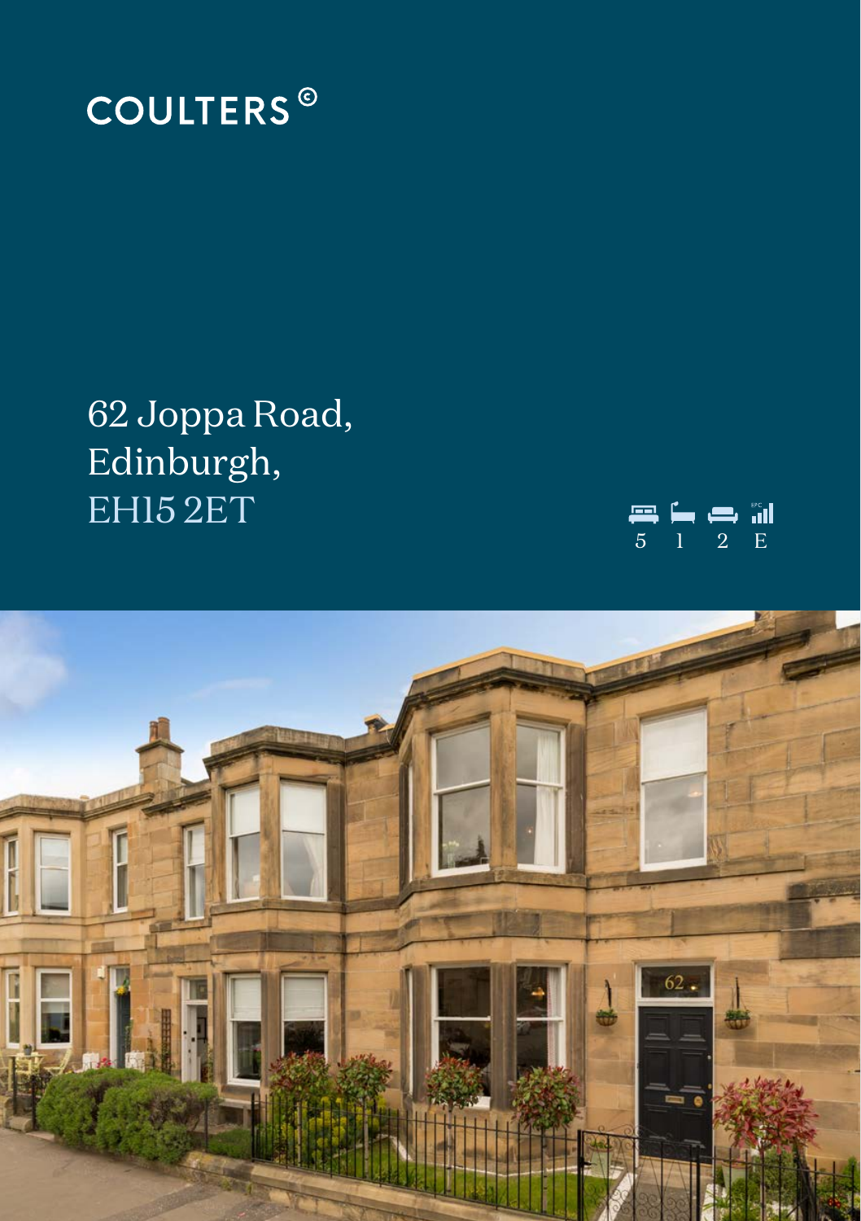COULTERS ©

# 62 Joppa Road, Edinburgh, EH15 2ET

5 1 2 E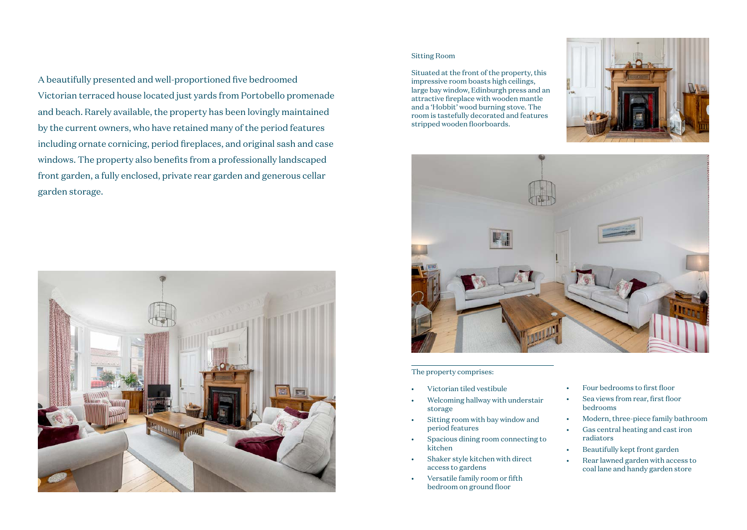A beautifully presented and well-proportioned five bedroomed Victorian terraced house located just yards from Portobello promenade and beach. Rarely available, the property has been lovingly maintained by the current owners, who have retained many of the period features including ornate cornicing, period fireplaces, and original sash and case windows. The property also benefits from a professionally landscaped front garden, a fully enclosed, private rear garden and generous cellar garden storage.

## Sitting Room

Situated at the front of the property, this impressive room boasts high ceilings, large bay window, Edinburgh press and an attractive fireplace with wooden mantle and a 'Hobbit' wood burning stove. The room is tastefully decorated and features stripped wooden floorboards.

The property comprises:

- Victorian tiled vestibule
- Welcoming hallway with understair storage
- Sitting room with bay window and period features
- Spacious dining room connecting to kitchen
- Shaker style kitchen with direct access to gardens
- Versatile family room or fifth bedroom on ground floor
- Four bedrooms to first floor
- Sea views from rear, first floor bedrooms
- Modern, three-piece family bathroom
- Gas central heating and cast iron radiators
- Beautifully kept front garden
- Rear lawned garden with access to coal lane and handy garden store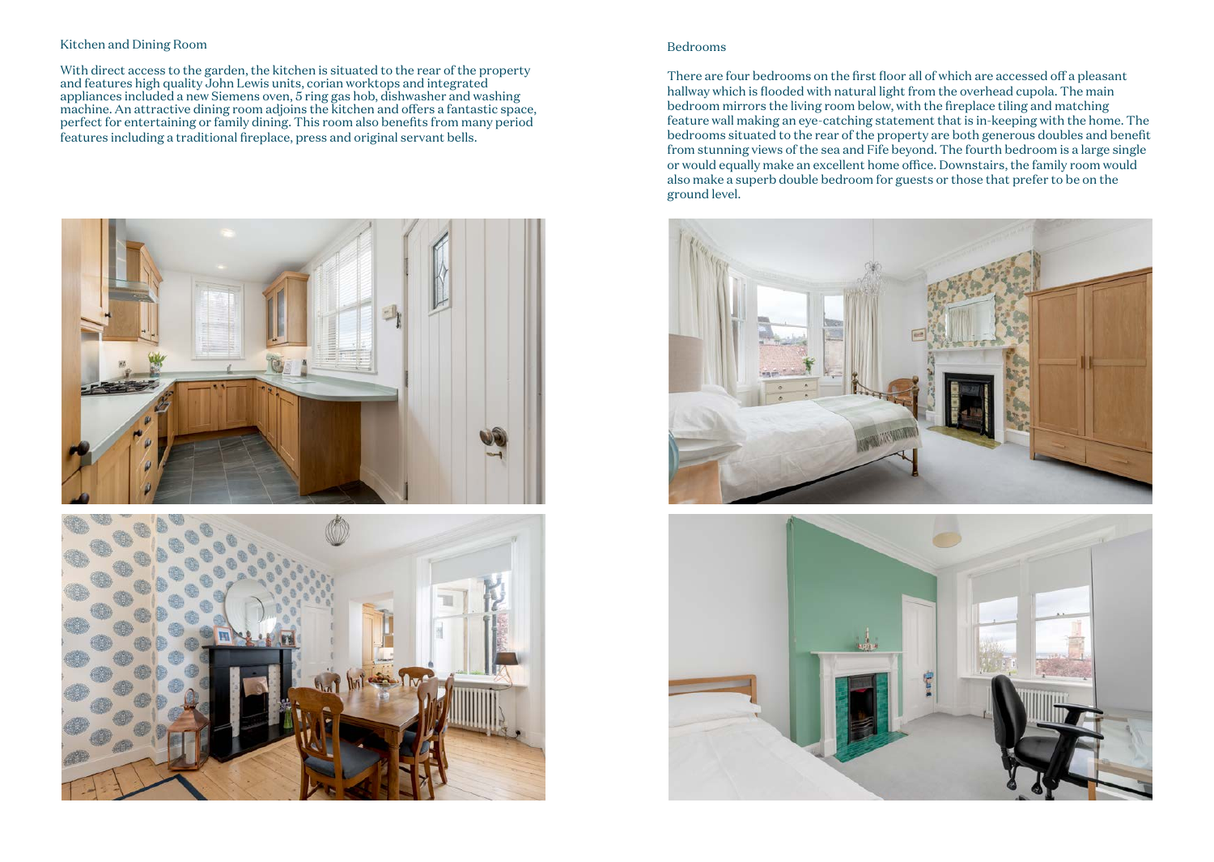## Kitchen and Dining Room

With direct access to the garden, the kitchen is situated to the rear of the property and features high quality John Lewis units, corian worktops and integrated appliances included a new Siemens oven, 5 ring gas hob, dishwasher and washing machine. An attractive dining room adjoins the kitchen and offers a fantastic space, perfect for entertaining or family dining. This room also benefits from many period features including a traditional fireplace, press and original servant bells.

## Bedrooms

There are four bedrooms on the first floor all of which are accessed off a pleasant hallway which is flooded with natural light from the overhead cupola. The main bedroom mirrors the living room below, with the fireplace tiling and matching feature wall making an eye-catching statement that is in-keeping with the home. The bedrooms situated to the rear of the property are both generous doubles and benefit from stunning views of the sea and Fife beyond. The fourth bedroom is a large single or would equally make an excellent home office. Downstairs, the family room would also make a superb double bedroom for guests or those that prefer to be on the ground level.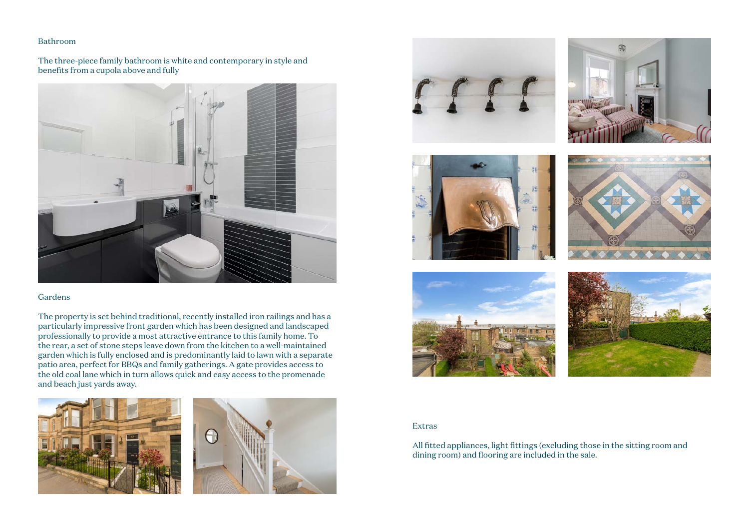## Bathroom

The three-piece family bathroom is white and contemporary in style and benefits from a cupola above and fully

## Gardens

The property is set behind traditional, recently installed iron railings and has a particularly impressive front garden which has been designed and landscaped professionally to provide a most attractive entrance to this family home. To the rear, a set of stone steps leave down from the kitchen to a well-maintained garden which is fully enclosed and is predominantly laid to lawn with a separate patio area, perfect for BBQs and family gatherings. A gate provides access to the old coal lane which in turn allows quick and easy access to the promenade and beach just yards away.

## Extras

All fitted appliances, light fittings (excluding those in the sitting room and dining room) and flooring are included in the sale.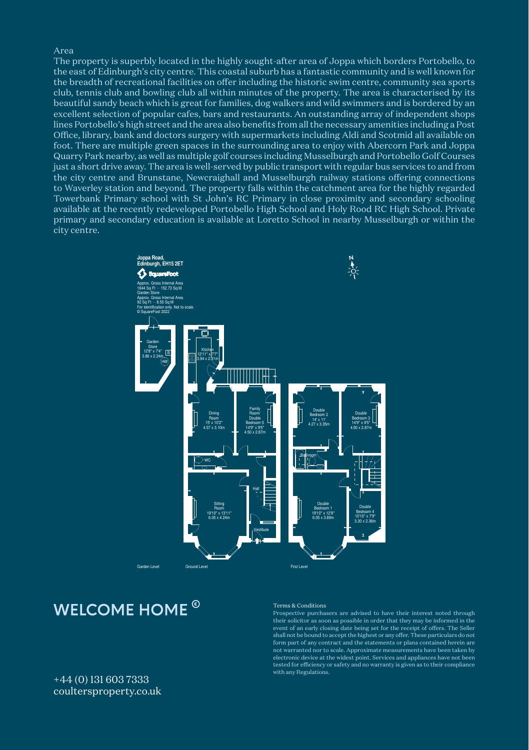## Area

The property is superbly located in the highly sought-after area of Joppa which borders Portobello, to the east of Edinburgh's city centre. This coastal suburb has a fantastic community and is well known for the breadth of recreational facilities on offer including the historic swim centre, community sea sports club, tennis club and bowling club all within minutes of the property. The area is characterised by its beautiful sandy beach which is great for families, dog walkers and wild swimmers and is bordered by an excellent selection of popular cafes, bars and restaurants. An outstanding array of independent shops lines Portobello's high street and the area also benefits from all the necessary amenities including a Post Office, library, bank and doctors surgery with supermarkets including Aldi and Scotmid all available on foot. There are multiple green spaces in the surrounding area to enjoy with Abercorn Park and Joppa Quarry Park nearby, as well as multiple golf courses including Musselburgh and Portobello Golf Courses just a short drive away. The area is well-served by public transport with regular bus services to and from the city centre and Brunstane, Newcraighall and Musselburgh railway stations offering connections to Waverley station and beyond. The property falls within the catchment area for the highly regarded Towerbank Primary school with St John's RC Primary in close proximity and secondary schooling available at the recently redeveloped Portobello High School and Holy Rood RC High School. Private primary and secondary education is available at Loretto School in nearby Musselburgh or within the city centre.

**Joppa Road, Edinburgh, EH15 2ET**

SquareFoot

Approx. Gross Internal Area
1644 Sq Ft - 152.73 Sq M
Garden Store
Approx. Gross Internal Area
92 Sq Ft - 8.55 Sq M
For identification only. Not to scale.
© SquareFoot 2022

N

Garden Store 12'8" x 7'4" 3.86 x 2.24m
B
HW

Kitchen 12'11" x 7'7" 3.94 x 2.31m

Dining Room 15' x 10'2" 4.57 x 3.10m

Family Room/ Double Bedroom 5 14'9" x 9'5" 4.50 x 2.87m

WC

Hall

Sitting Room 19'10" x 13'11" 6.05 x 4.24m

Vestibule

Double Bedroom 2 14' x 11' 4.27 x 3.35m

Double Bedroom 3 14'9" x 9'5" 4.50 x 2.87m

Bathroom

Double Bedroom 1 19'10" x 12'9" 6.05 x 3.89m

Double Bedroom 4 10'10" x 7'9" 3.30 x 2.36m

Garden Level

Ground Level

First Level

# WELCOME HOME ©

+44 (0) 131 603 7333
coultersproperty.co.uk

### Terms & Conditions

Prospective purchasers are advised to have their interest noted through their solicitor as soon as possible in order that they may be informed in the event of an early closing date being set for the receipt of offers. The Seller shall not be bound to accept the highest or any offer. These particulars do not form part of any contract and the statements or plans contained herein are not warranted nor to scale. Approximate measurements have been taken by electronic device at the widest point. Services and appliances have not been tested for efficiency or safety and no warranty is given as to their compliance with any Regulations.